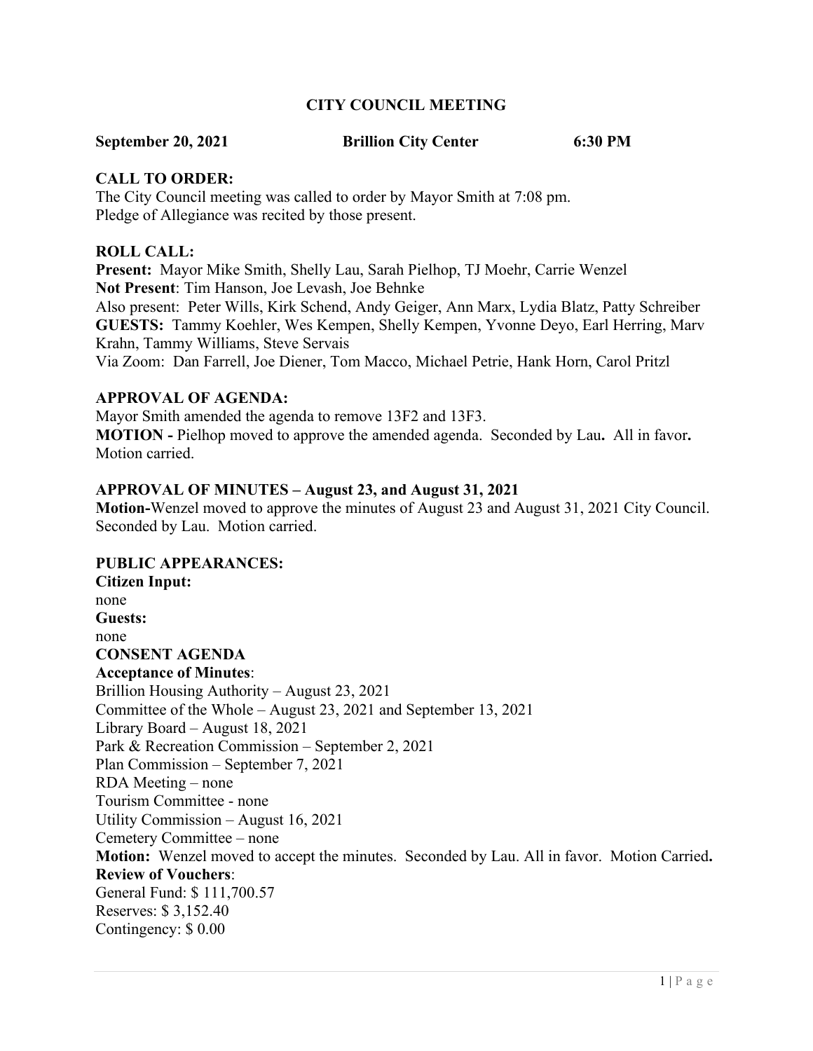# CITY COUNCIL MEETING

**September 20, 2021** **Brillion City Center** **6:30 PM**

## CALL TO ORDER:

The City Council meeting was called to order by Mayor Smith at 7:08 pm.
Pledge of Allegiance was recited by those present.

## ROLL CALL:

**Present:** Mayor Mike Smith, Shelly Lau, Sarah Pielhop, TJ Moehr, Carrie Wenzel
**Not Present**: Tim Hanson, Joe Levash, Joe Behnke
Also present: Peter Wills, Kirk Schend, Andy Geiger, Ann Marx, Lydia Blatz, Patty Schreiber
**GUESTS:** Tammy Koehler, Wes Kempen, Shelly Kempen, Yvonne Deyo, Earl Herring, Marv Krahn, Tammy Williams, Steve Servais
Via Zoom: Dan Farrell, Joe Diener, Tom Macco, Michael Petrie, Hank Horn, Carol Pritzl

## APPROVAL OF AGENDA:

Mayor Smith amended the agenda to remove 13F2 and 13F3.
**MOTION -** Pielhop moved to approve the amended agenda. Seconded by Lau**.** All in favor**.** Motion carried.

## APPROVAL OF MINUTES – August 23, and August 31, 2021

**Motion-**Wenzel moved to approve the minutes of August 23 and August 31, 2021 City Council. Seconded by Lau. Motion carried.

## PUBLIC APPEARANCES:

**Citizen Input:**
none
**Guests:**
none

## CONSENT AGENDA

**Acceptance of Minutes**:
Brillion Housing Authority – August 23, 2021
Committee of the Whole – August 23, 2021 and September 13, 2021
Library Board – August 18, 2021
Park & Recreation Commission – September 2, 2021
Plan Commission – September 7, 2021
RDA Meeting – none
Tourism Committee - none
Utility Commission – August 16, 2021
Cemetery Committee – none
**Motion:** Wenzel moved to accept the minutes. Seconded by Lau. All in favor. Motion Carried**.**
**Review of Vouchers**:
General Fund: $ 111,700.57
Reserves: $ 3,152.40
Contingency: $ 0.00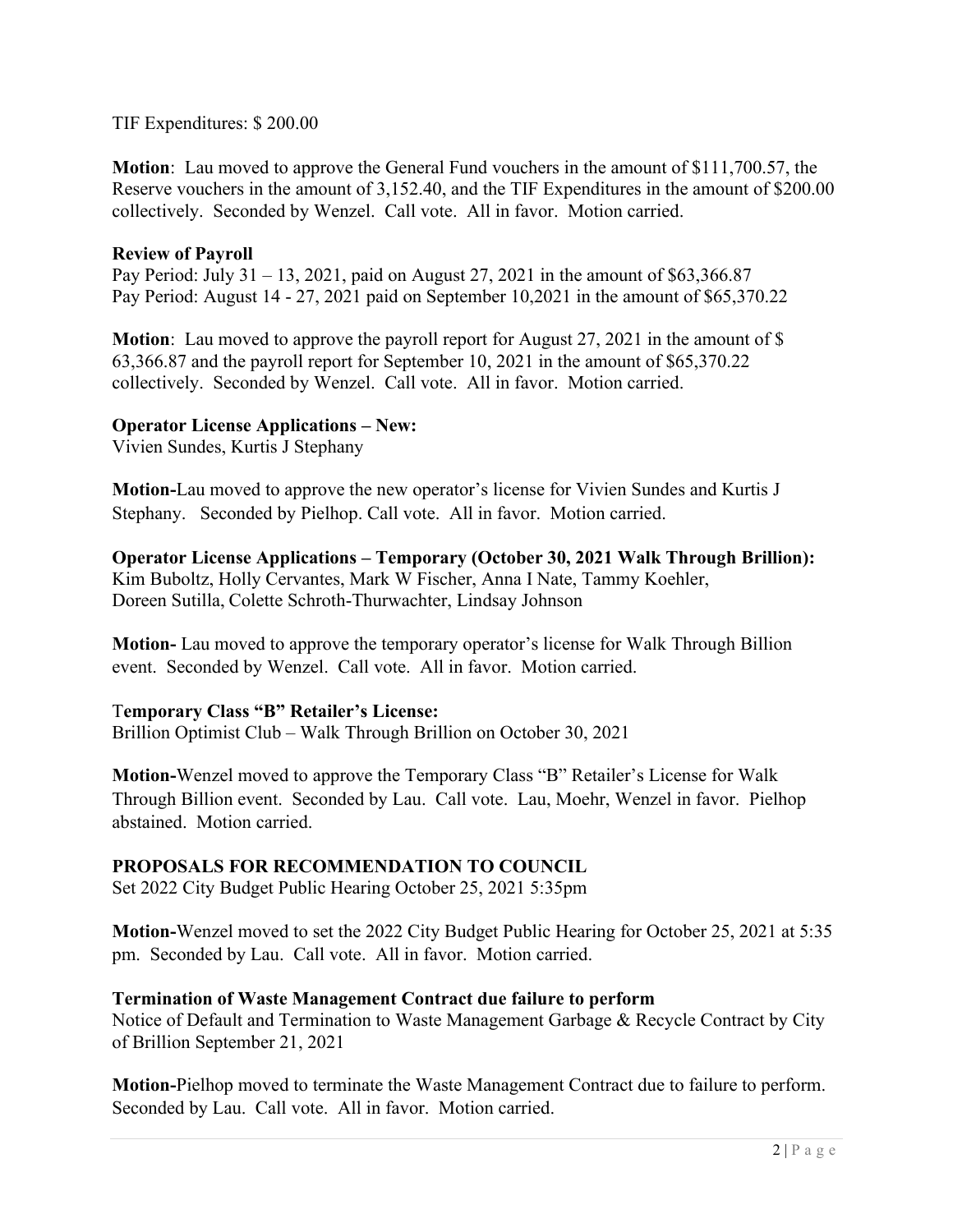TIF Expenditures: $ 200.00

**Motion**: Lau moved to approve the General Fund vouchers in the amount of $111,700.57, the Reserve vouchers in the amount of 3,152.40, and the TIF Expenditures in the amount of $200.00 collectively. Seconded by Wenzel. Call vote. All in favor. Motion carried.

**Review of Payroll**

Pay Period: July 31 – 13, 2021, paid on August 27, 2021 in the amount of $63,366.87
Pay Period: August 14 - 27, 2021 paid on September 10,2021 in the amount of $65,370.22

**Motion**: Lau moved to approve the payroll report for August 27, 2021 in the amount of $ 63,366.87 and the payroll report for September 10, 2021 in the amount of $65,370.22 collectively. Seconded by Wenzel. Call vote. All in favor. Motion carried.

**Operator License Applications – New:**

Vivien Sundes, Kurtis J Stephany

**Motion-**Lau moved to approve the new operator's license for Vivien Sundes and Kurtis J Stephany. Seconded by Pielhop. Call vote. All in favor. Motion carried.

**Operator License Applications – Temporary (October 30, 2021 Walk Through Brillion):**

Kim Buboltz, Holly Cervantes, Mark W Fischer, Anna I Nate, Tammy Koehler, Doreen Sutilla, Colette Schroth-Thurwachter, Lindsay Johnson

**Motion-** Lau moved to approve the temporary operator's license for Walk Through Billion event. Seconded by Wenzel. Call vote. All in favor. Motion carried.

T**emporary Class "B" Retailer's License:**

Brillion Optimist Club – Walk Through Brillion on October 30, 2021

**Motion-**Wenzel moved to approve the Temporary Class "B" Retailer's License for Walk Through Billion event. Seconded by Lau. Call vote. Lau, Moehr, Wenzel in favor. Pielhop abstained. Motion carried.

**PROPOSALS FOR RECOMMENDATION TO COUNCIL**

Set 2022 City Budget Public Hearing October 25, 2021 5:35pm

**Motion-**Wenzel moved to set the 2022 City Budget Public Hearing for October 25, 2021 at 5:35 pm. Seconded by Lau. Call vote. All in favor. Motion carried.

**Termination of Waste Management Contract due failure to perform**

Notice of Default and Termination to Waste Management Garbage & Recycle Contract by City of Brillion September 21, 2021

**Motion-**Pielhop moved to terminate the Waste Management Contract due to failure to perform. Seconded by Lau. Call vote. All in favor. Motion carried.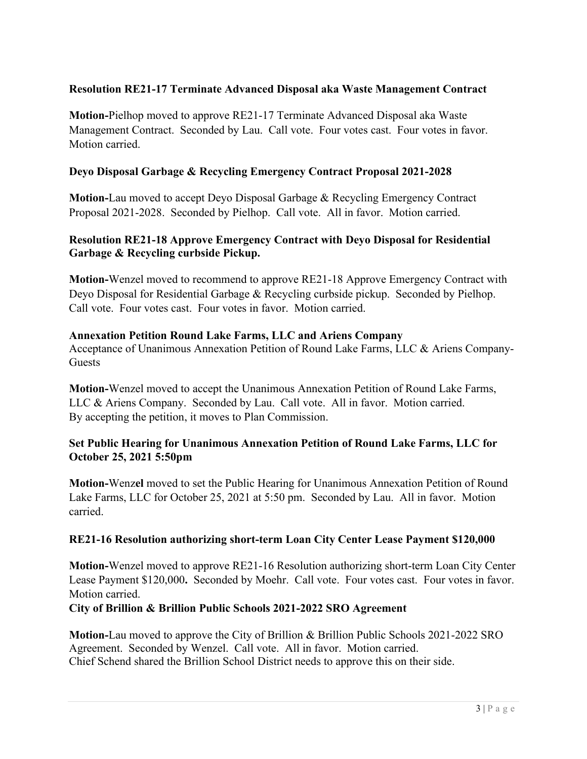**Resolution RE21-17 Terminate Advanced Disposal aka Waste Management Contract**

**Motion-**Pielhop moved to approve RE21-17 Terminate Advanced Disposal aka Waste Management Contract. Seconded by Lau. Call vote. Four votes cast. Four votes in favor. Motion carried.

**Deyo Disposal Garbage & Recycling Emergency Contract Proposal 2021-2028**

**Motion-**Lau moved to accept Deyo Disposal Garbage & Recycling Emergency Contract Proposal 2021-2028. Seconded by Pielhop. Call vote. All in favor. Motion carried.

**Resolution RE21-18 Approve Emergency Contract with Deyo Disposal for Residential Garbage & Recycling curbside Pickup.**

**Motion-**Wenzel moved to recommend to approve RE21-18 Approve Emergency Contract with Deyo Disposal for Residential Garbage & Recycling curbside pickup. Seconded by Pielhop. Call vote. Four votes cast. Four votes in favor. Motion carried.

**Annexation Petition Round Lake Farms, LLC and Ariens Company**
Acceptance of Unanimous Annexation Petition of Round Lake Farms, LLC & Ariens Company-Guests

**Motion-**Wenzel moved to accept the Unanimous Annexation Petition of Round Lake Farms, LLC & Ariens Company. Seconded by Lau. Call vote. All in favor. Motion carried.
By accepting the petition, it moves to Plan Commission.

**Set Public Hearing for Unanimous Annexation Petition of Round Lake Farms, LLC for October 25, 2021 5:50pm**

**Motion-**Wenzel moved to set the Public Hearing for Unanimous Annexation Petition of Round Lake Farms, LLC for October 25, 2021 at 5:50 pm. Seconded by Lau. All in favor. Motion carried.

**RE21-16 Resolution authorizing short-term Loan City Center Lease Payment $120,000**

**Motion-**Wenzel moved to approve RE21-16 Resolution authorizing short-term Loan City Center Lease Payment $120,000. Seconded by Moehr. Call vote. Four votes cast. Four votes in favor. Motion carried.

**City of Brillion & Brillion Public Schools 2021-2022 SRO Agreement**

**Motion-**Lau moved to approve the City of Brillion & Brillion Public Schools 2021-2022 SRO Agreement. Seconded by Wenzel. Call vote. All in favor. Motion carried.
Chief Schend shared the Brillion School District needs to approve this on their side.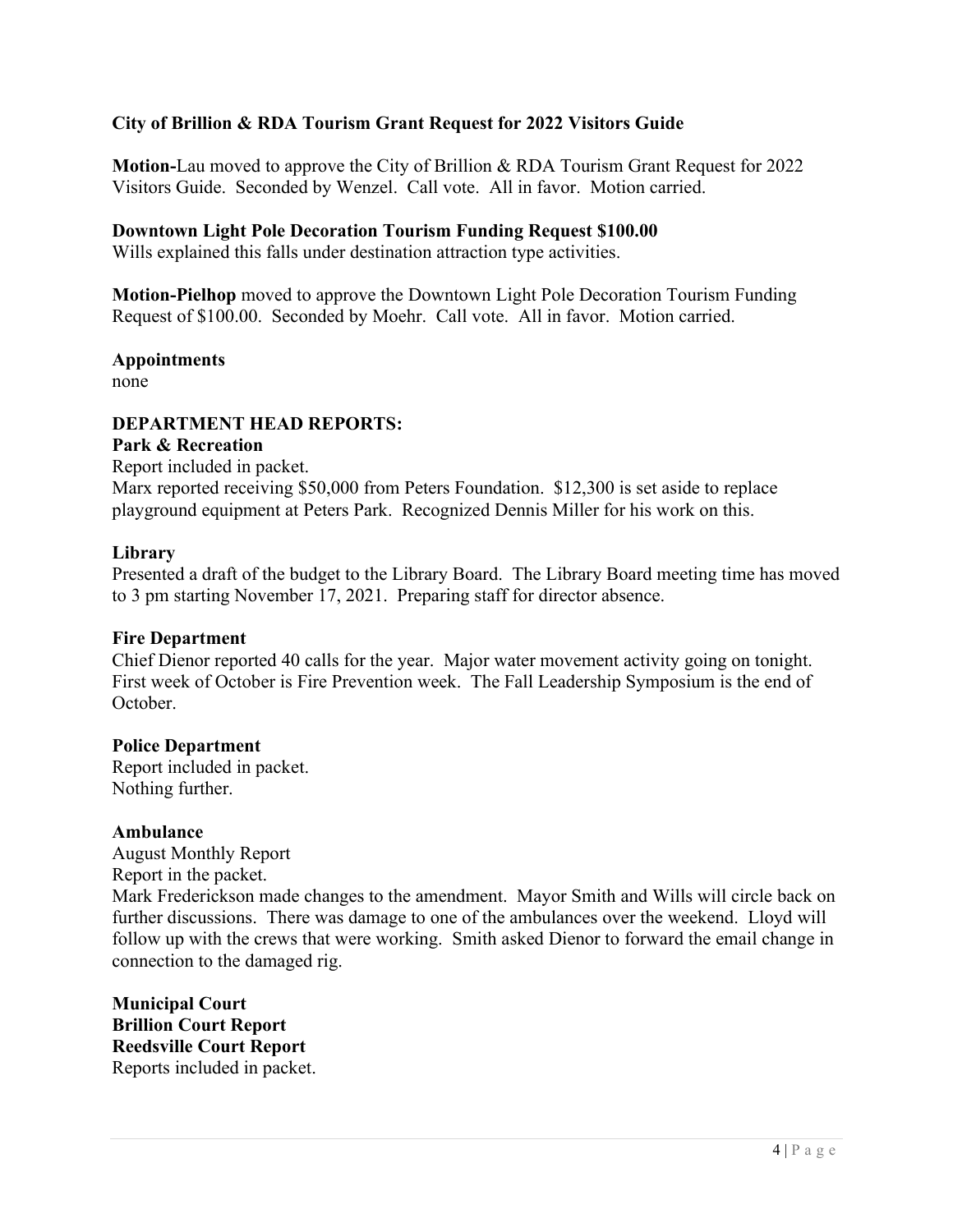**City of Brillion & RDA Tourism Grant Request for 2022 Visitors Guide**

**Motion-**Lau moved to approve the City of Brillion & RDA Tourism Grant Request for 2022 Visitors Guide. Seconded by Wenzel. Call vote. All in favor. Motion carried.

**Downtown Light Pole Decoration Tourism Funding Request $100.00**
Wills explained this falls under destination attraction type activities.

**Motion-Pielhop** moved to approve the Downtown Light Pole Decoration Tourism Funding Request of $100.00. Seconded by Moehr. Call vote. All in favor. Motion carried.

**Appointments**
none

**DEPARTMENT HEAD REPORTS:**

**Park & Recreation**
Report included in packet.
Marx reported receiving $50,000 from Peters Foundation. $12,300 is set aside to replace playground equipment at Peters Park. Recognized Dennis Miller for his work on this.

**Library**
Presented a draft of the budget to the Library Board. The Library Board meeting time has moved to 3 pm starting November 17, 2021. Preparing staff for director absence.

**Fire Department**
Chief Dienor reported 40 calls for the year. Major water movement activity going on tonight. First week of October is Fire Prevention week. The Fall Leadership Symposium is the end of October.

**Police Department**
Report included in packet.
Nothing further.

**Ambulance**
August Monthly Report
Report in the packet.
Mark Frederickson made changes to the amendment. Mayor Smith and Wills will circle back on further discussions. There was damage to one of the ambulances over the weekend. Lloyd will follow up with the crews that were working. Smith asked Dienor to forward the email change in connection to the damaged rig.

**Municipal Court**
**Brillion Court Report**
**Reedsville Court Report**
Reports included in packet.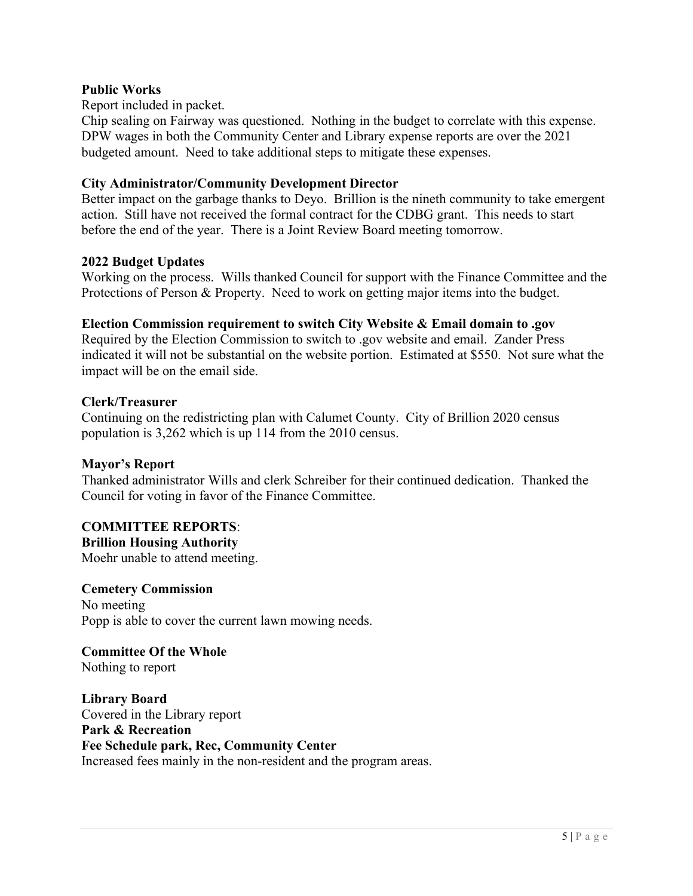**Public Works**

Report included in packet.

Chip sealing on Fairway was questioned. Nothing in the budget to correlate with this expense. DPW wages in both the Community Center and Library expense reports are over the 2021 budgeted amount. Need to take additional steps to mitigate these expenses.

**City Administrator/Community Development Director**

Better impact on the garbage thanks to Deyo. Brillion is the nineth community to take emergent action. Still have not received the formal contract for the CDBG grant. This needs to start before the end of the year. There is a Joint Review Board meeting tomorrow.

**2022 Budget Updates**

Working on the process. Wills thanked Council for support with the Finance Committee and the Protections of Person & Property. Need to work on getting major items into the budget.

**Election Commission requirement to switch City Website & Email domain to .gov**

Required by the Election Commission to switch to .gov website and email. Zander Press indicated it will not be substantial on the website portion. Estimated at $550. Not sure what the impact will be on the email side.

**Clerk/Treasurer**

Continuing on the redistricting plan with Calumet County. City of Brillion 2020 census population is 3,262 which is up 114 from the 2010 census.

**Mayor's Report**

Thanked administrator Wills and clerk Schreiber for their continued dedication. Thanked the Council for voting in favor of the Finance Committee.

**COMMITTEE REPORTS**:

**Brillion Housing Authority**

Moehr unable to attend meeting.

**Cemetery Commission**

No meeting

Popp is able to cover the current lawn mowing needs.

**Committee Of the Whole**

Nothing to report

**Library Board**

Covered in the Library report

**Park & Recreation**

**Fee Schedule park, Rec, Community Center**

Increased fees mainly in the non-resident and the program areas.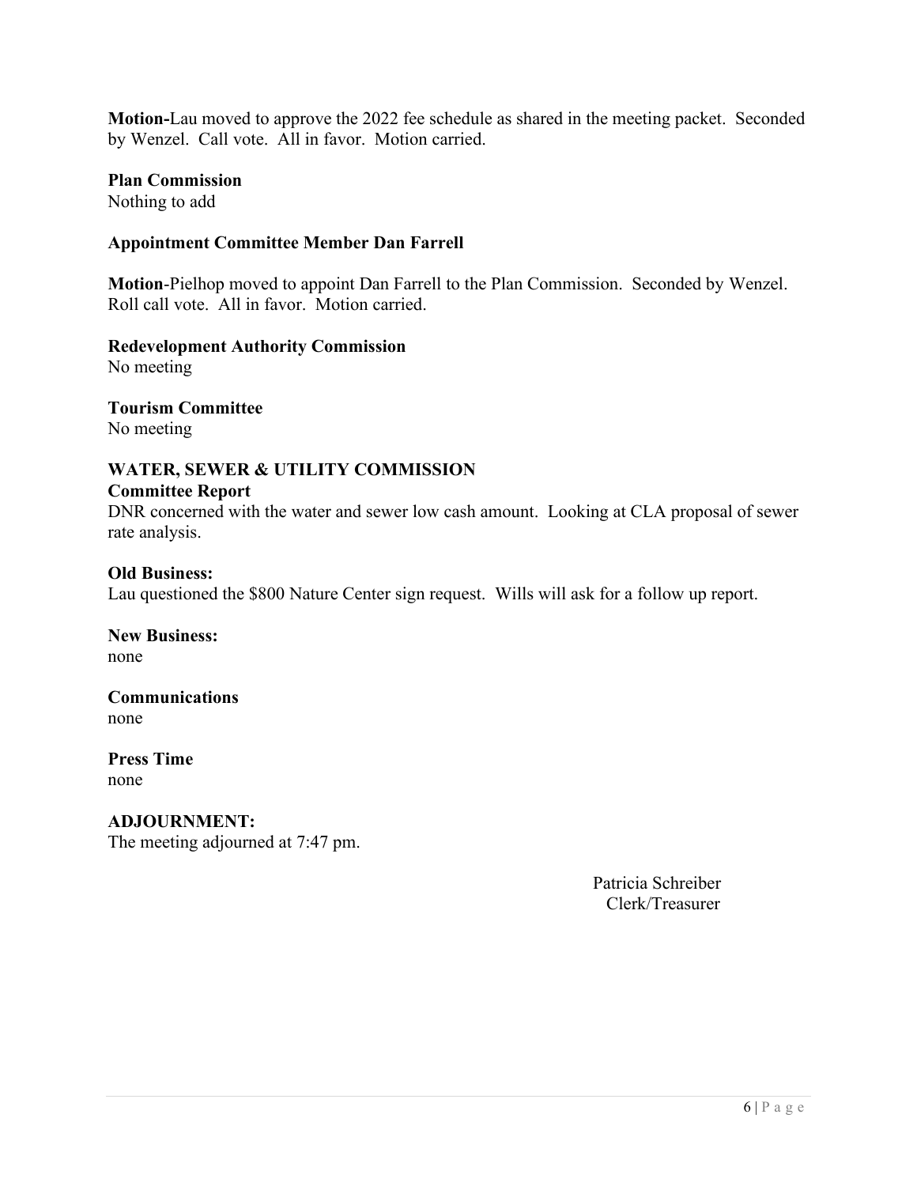**Motion-**Lau moved to approve the 2022 fee schedule as shared in the meeting packet. Seconded by Wenzel. Call vote. All in favor. Motion carried.

**Plan Commission**
Nothing to add

**Appointment Committee Member Dan Farrell**

**Motion**-Pielhop moved to appoint Dan Farrell to the Plan Commission. Seconded by Wenzel. Roll call vote. All in favor. Motion carried.

**Redevelopment Authority Commission**
No meeting

**Tourism Committee**
No meeting

**WATER, SEWER & UTILITY COMMISSION**
**Committee Report**
DNR concerned with the water and sewer low cash amount. Looking at CLA proposal of sewer rate analysis.

**Old Business:**
Lau questioned the $800 Nature Center sign request. Wills will ask for a follow up report.

**New Business:**
none

**Communications**
none

**Press Time**
none

**ADJOURNMENT:**
The meeting adjourned at 7:47 pm.

Patricia Schreiber
Clerk/Treasurer